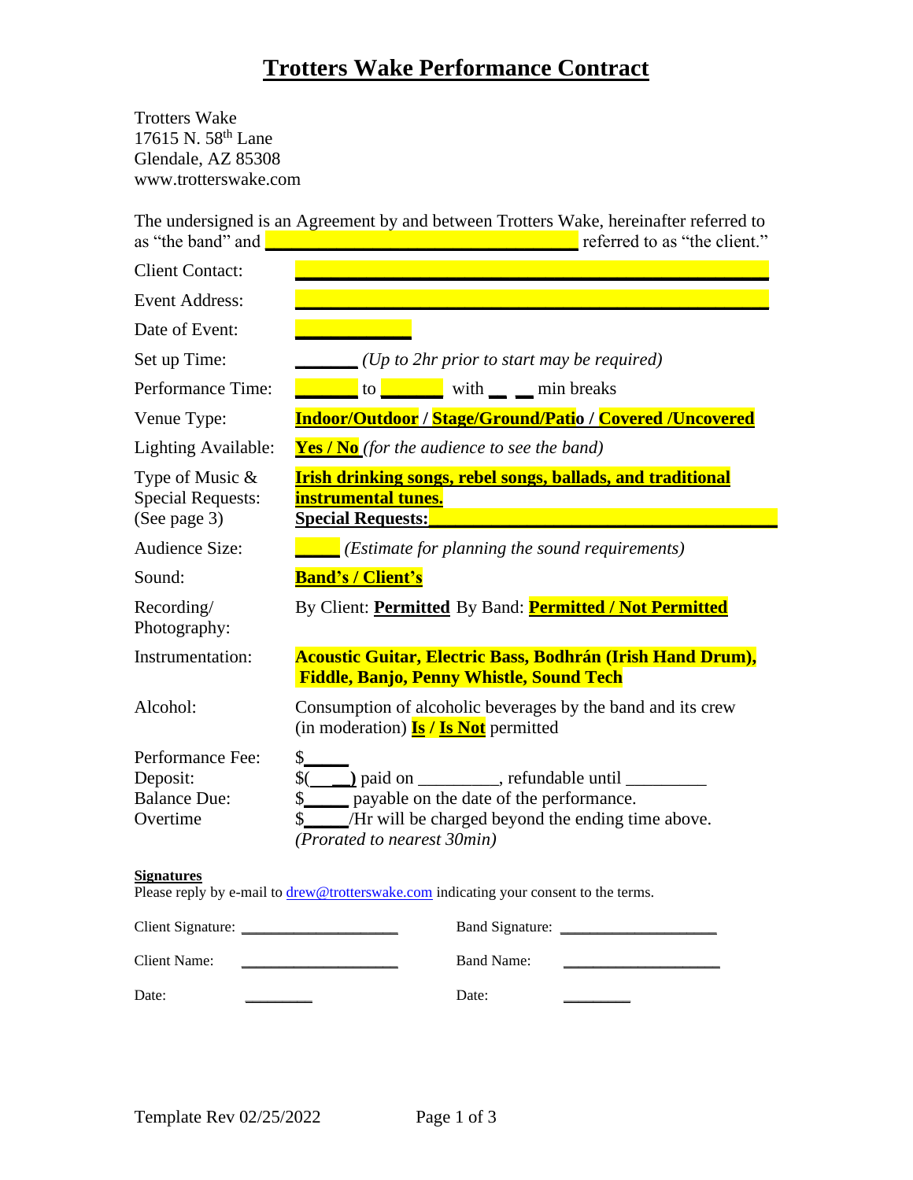# Trotters Wake Performance Contract

Trotters Wake
17615 N. 58th Lane
Glendale, AZ 85308
www.trotterswake.com

The undersigned is an Agreement by and between Trotters Wake, hereinafter referred to as "the band" and ______________________________ referred to as "the client."

| | |
|---|---|
| Client Contact: | ______________________________ |
| Event Address: | ______________________________ |
| Date of Event: | __________ |
| Set up Time: | ______ *(Up to 2hr prior to start may be required)* |
| Performance Time: | ______ to ______ with __ __ min breaks |
| Venue Type: | **Indoor/Outdoor** / **Stage/Ground/Patio** / **Covered /Uncovered** |
| Lighting Available: | **Yes / No** *(for the audience to see the band)* |
| Type of Music & Special Requests: (See page 3) | **Irish drinking songs, rebel songs, ballads, and traditional instrumental tunes.** **Special Requests:**______________________________ |
| Audience Size: | ____ *(Estimate for planning the sound requirements)* |
| Sound: | **Band's / Client's** |
| Recording/ Photography: | By Client: **Permitted** By Band: **Permitted / Not Permitted** |
| Instrumentation: | **Acoustic Guitar, Electric Bass, Bodhrán (Irish Hand Drum), Fiddle, Banjo, Penny Whistle, Sound Tech** |
| Alcohol: | Consumption of alcoholic beverages by the band and its crew (in moderation) **Is / Is Not** permitted |
| Performance Fee: | $____ |
| Deposit: | $(____) paid on _________, refundable until _________ |
| Balance Due: | $____ payable on the date of the performance. |
| Overtime | $____/Hr will be charged beyond the ending time above. *(Prorated to nearest 30min)* |

**Signatures**

Please reply by e-mail to drew@trotterswake.com indicating your consent to the terms.

| | | | |
|---|---|---|---|
| Client Signature: | ____________________ | Band Signature: | ____________________ |
| Client Name: | ____________________ | Band Name: | ____________________ |
| Date: | ________ | Date: | ________ |

Template Rev 02/25/2022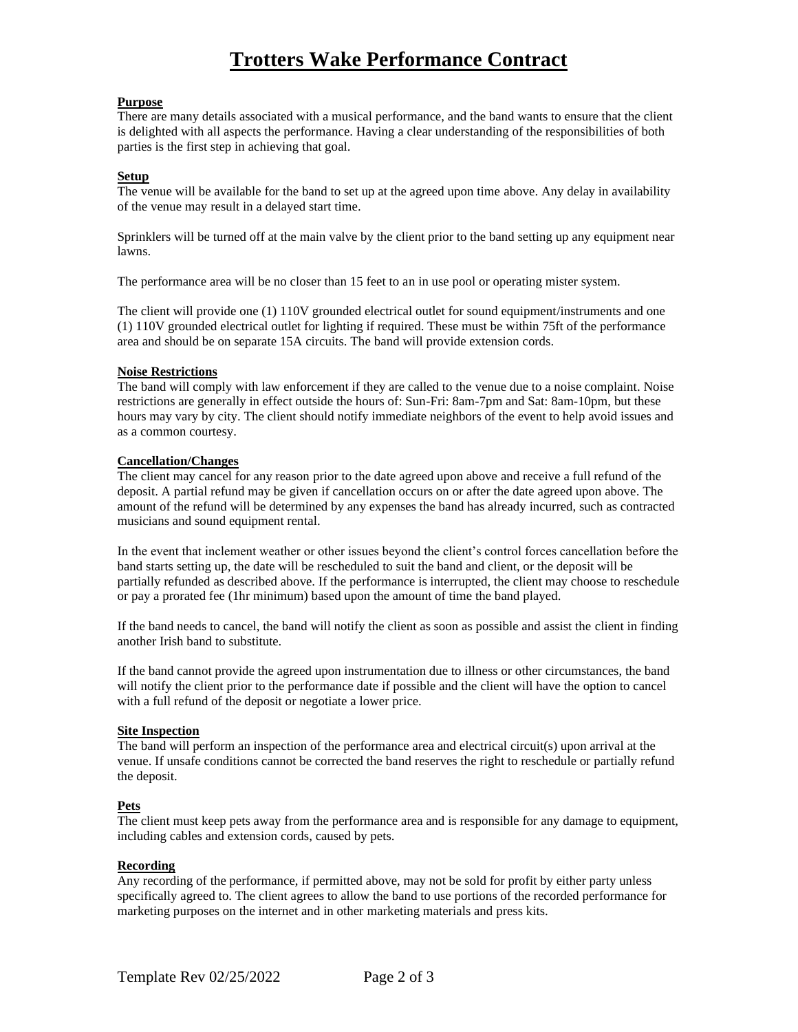# Trotters Wake Performance Contract

**Purpose**

There are many details associated with a musical performance, and the band wants to ensure that the client is delighted with all aspects the performance. Having a clear understanding of the responsibilities of both parties is the first step in achieving that goal.

**Setup**

The venue will be available for the band to set up at the agreed upon time above. Any delay in availability of the venue may result in a delayed start time.

Sprinklers will be turned off at the main valve by the client prior to the band setting up any equipment near lawns.

The performance area will be no closer than 15 feet to an in use pool or operating mister system.

The client will provide one (1) 110V grounded electrical outlet for sound equipment/instruments and one (1) 110V grounded electrical outlet for lighting if required. These must be within 75ft of the performance area and should be on separate 15A circuits. The band will provide extension cords.

**Noise Restrictions**

The band will comply with law enforcement if they are called to the venue due to a noise complaint. Noise restrictions are generally in effect outside the hours of: Sun-Fri: 8am-7pm and Sat: 8am-10pm, but these hours may vary by city. The client should notify immediate neighbors of the event to help avoid issues and as a common courtesy.

**Cancellation/Changes**

The client may cancel for any reason prior to the date agreed upon above and receive a full refund of the deposit. A partial refund may be given if cancellation occurs on or after the date agreed upon above. The amount of the refund will be determined by any expenses the band has already incurred, such as contracted musicians and sound equipment rental.

In the event that inclement weather or other issues beyond the client's control forces cancellation before the band starts setting up, the date will be rescheduled to suit the band and client, or the deposit will be partially refunded as described above. If the performance is interrupted, the client may choose to reschedule or pay a prorated fee (1hr minimum) based upon the amount of time the band played.

If the band needs to cancel, the band will notify the client as soon as possible and assist the client in finding another Irish band to substitute.

If the band cannot provide the agreed upon instrumentation due to illness or other circumstances, the band will notify the client prior to the performance date if possible and the client will have the option to cancel with a full refund of the deposit or negotiate a lower price.

**Site Inspection**

The band will perform an inspection of the performance area and electrical circuit(s) upon arrival at the venue. If unsafe conditions cannot be corrected the band reserves the right to reschedule or partially refund the deposit.

**Pets**

The client must keep pets away from the performance area and is responsible for any damage to equipment, including cables and extension cords, caused by pets.

**Recording**

Any recording of the performance, if permitted above, may not be sold for profit by either party unless specifically agreed to. The client agrees to allow the band to use portions of the recorded performance for marketing purposes on the internet and in other marketing materials and press kits.

Template Rev 02/25/2022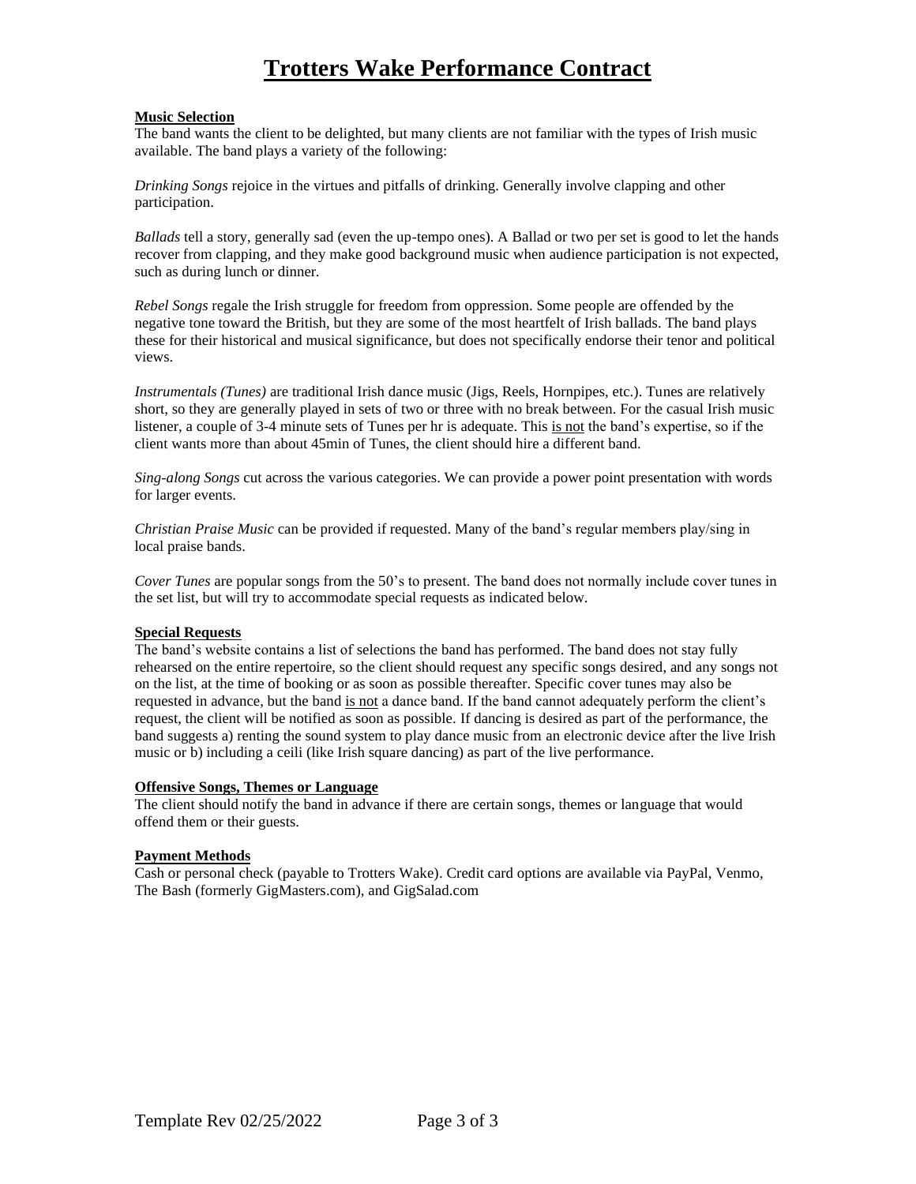# Trotters Wake Performance Contract

**Music Selection**

The band wants the client to be delighted, but many clients are not familiar with the types of Irish music available. The band plays a variety of the following:

*Drinking Songs* rejoice in the virtues and pitfalls of drinking. Generally involve clapping and other participation.

*Ballads* tell a story, generally sad (even the up-tempo ones). A Ballad or two per set is good to let the hands recover from clapping, and they make good background music when audience participation is not expected, such as during lunch or dinner.

*Rebel Songs* regale the Irish struggle for freedom from oppression. Some people are offended by the negative tone toward the British, but they are some of the most heartfelt of Irish ballads. The band plays these for their historical and musical significance, but does not specifically endorse their tenor and political views.

*Instrumentals (Tunes)* are traditional Irish dance music (Jigs, Reels, Hornpipes, etc.). Tunes are relatively short, so they are generally played in sets of two or three with no break between. For the casual Irish music listener, a couple of 3-4 minute sets of Tunes per hr is adequate. This <u>is not</u> the band's expertise, so if the client wants more than about 45min of Tunes, the client should hire a different band.

*Sing-along Songs* cut across the various categories. We can provide a power point presentation with words for larger events.

*Christian Praise Music* can be provided if requested. Many of the band's regular members play/sing in local praise bands.

*Cover Tunes* are popular songs from the 50's to present. The band does not normally include cover tunes in the set list, but will try to accommodate special requests as indicated below.

**Special Requests**

The band's website contains a list of selections the band has performed. The band does not stay fully rehearsed on the entire repertoire, so the client should request any specific songs desired, and any songs not on the list, at the time of booking or as soon as possible thereafter. Specific cover tunes may also be requested in advance, but the band <u>is not</u> a dance band. If the band cannot adequately perform the client's request, the client will be notified as soon as possible. If dancing is desired as part of the performance, the band suggests a) renting the sound system to play dance music from an electronic device after the live Irish music or b) including a ceili (like Irish square dancing) as part of the live performance.

**Offensive Songs, Themes or Language**

The client should notify the band in advance if there are certain songs, themes or language that would offend them or their guests.

**Payment Methods**

Cash or personal check (payable to Trotters Wake). Credit card options are available via PayPal, Venmo, The Bash (formerly GigMasters.com), and GigSalad.com

Template Rev 02/25/2022